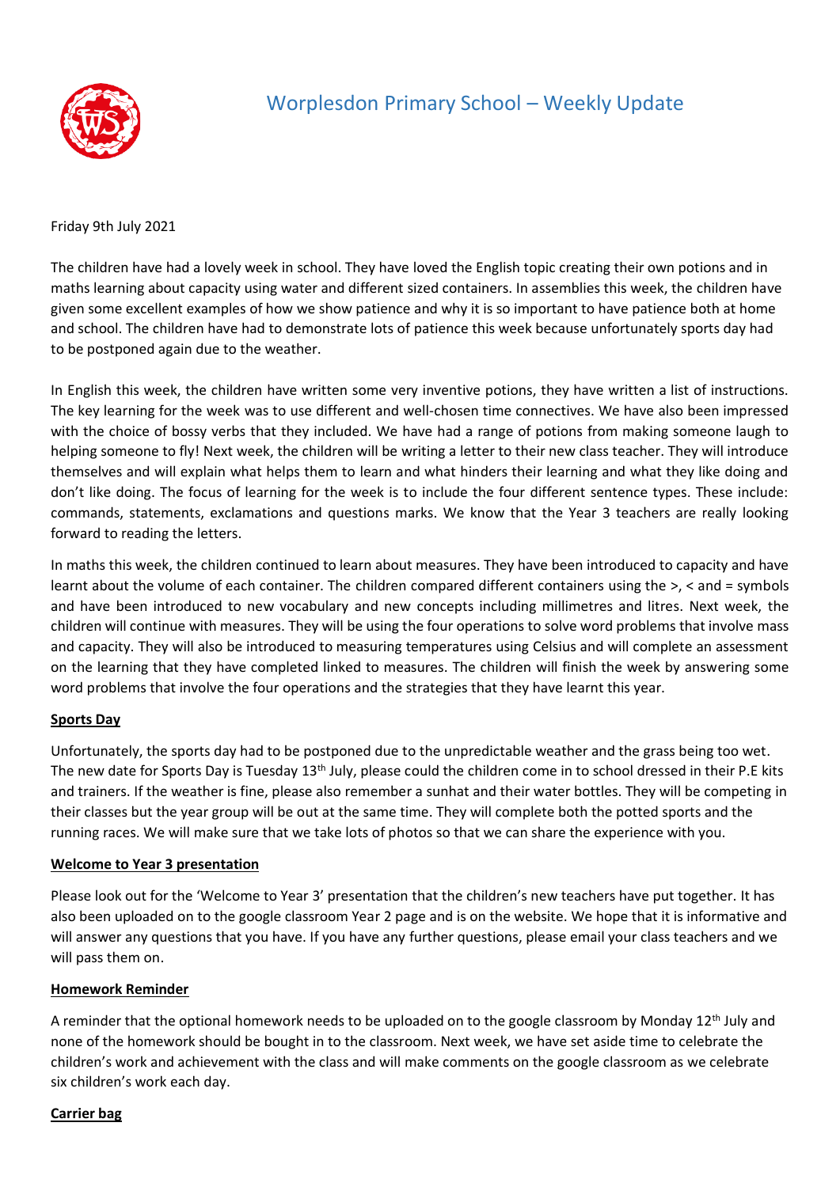# Worplesdon Primary School – Weekly Update

Friday 9th July 2021

The children have had a lovely week in school. They have loved the English topic creating their own potions and in maths learning about capacity using water and different sized containers. In assemblies this week, the children have given some excellent examples of how we show patience and why it is so important to have patience both at home and school. The children have had to demonstrate lots of patience this week because unfortunately sports day had to be postponed again due to the weather.

In English this week, the children have written some very inventive potions, they have written a list of instructions. The key learning for the week was to use different and well-chosen time connectives. We have also been impressed with the choice of bossy verbs that they included. We have had a range of potions from making someone laugh to helping someone to fly! Next week, the children will be writing a letter to their new class teacher. They will introduce themselves and will explain what helps them to learn and what hinders their learning and what they like doing and don't like doing. The focus of learning for the week is to include the four different sentence types. These include: commands, statements, exclamations and questions marks. We know that the Year 3 teachers are really looking forward to reading the letters.

In maths this week, the children continued to learn about measures. They have been introduced to capacity and have learnt about the volume of each container. The children compared different containers using the >, < and = symbols and have been introduced to new vocabulary and new concepts including millimetres and litres. Next week, the children will continue with measures. They will be using the four operations to solve word problems that involve mass and capacity. They will also be introduced to measuring temperatures using Celsius and will complete an assessment on the learning that they have completed linked to measures. The children will finish the week by answering some word problems that involve the four operations and the strategies that they have learnt this year.

**Sports Day**

Unfortunately, the sports day had to be postponed due to the unpredictable weather and the grass being too wet. The new date for Sports Day is Tuesday 13th July, please could the children come in to school dressed in their P.E kits and trainers. If the weather is fine, please also remember a sunhat and their water bottles. They will be competing in their classes but the year group will be out at the same time. They will complete both the potted sports and the running races. We will make sure that we take lots of photos so that we can share the experience with you.

**Welcome to Year 3 presentation**

Please look out for the 'Welcome to Year 3' presentation that the children's new teachers have put together. It has also been uploaded on to the google classroom Year 2 page and is on the website. We hope that it is informative and will answer any questions that you have. If you have any further questions, please email your class teachers and we will pass them on.

**Homework Reminder**

A reminder that the optional homework needs to be uploaded on to the google classroom by Monday 12th July and none of the homework should be bought in to the classroom. Next week, we have set aside time to celebrate the children's work and achievement with the class and will make comments on the google classroom as we celebrate six children's work each day.

**Carrier bag**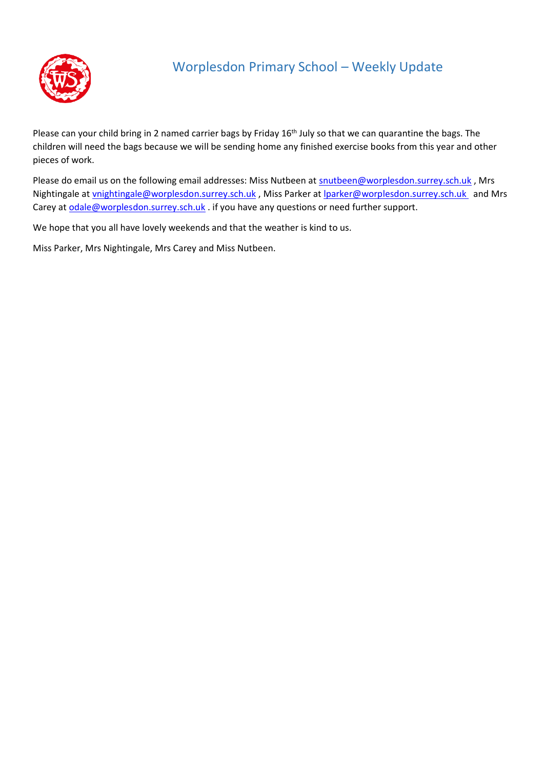# Worplesdon Primary School – Weekly Update

Please can your child bring in 2 named carrier bags by Friday 16th July so that we can quarantine the bags. The children will need the bags because we will be sending home any finished exercise books from this year and other pieces of work.

Please do email us on the following email addresses: Miss Nutbeen at snutbeen@worplesdon.surrey.sch.uk , Mrs Nightingale at vnightingale@worplesdon.surrey.sch.uk , Miss Parker at lparker@worplesdon.surrey.sch.uk and Mrs Carey at odale@worplesdon.surrey.sch.uk . if you have any questions or need further support.

We hope that you all have lovely weekends and that the weather is kind to us.

Miss Parker, Mrs Nightingale, Mrs Carey and Miss Nutbeen.